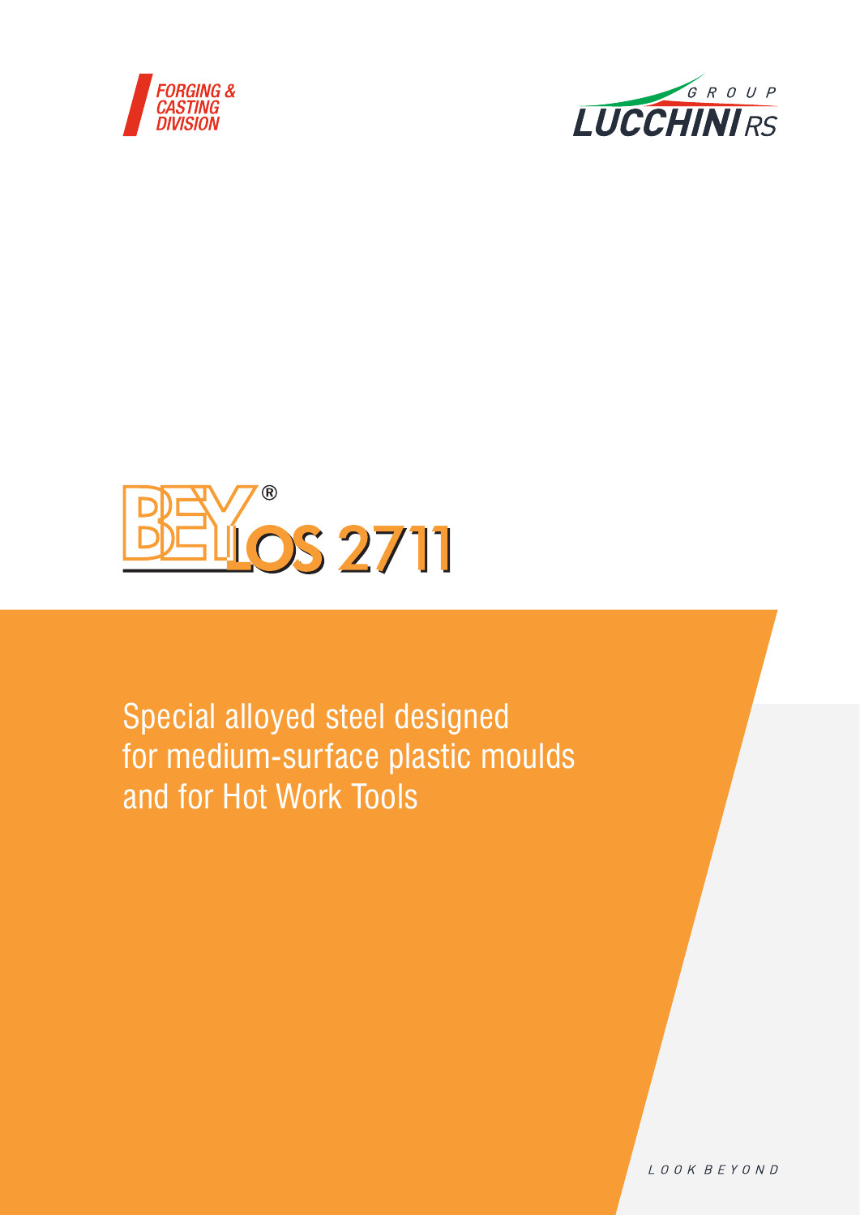FORGING & CASTING DIVISION

GROUP LUCCHINI RS

# BEYLOS 2711

Special alloyed steel designed for medium-surface plastic moulds and for Hot Work Tools

LOOK BEYOND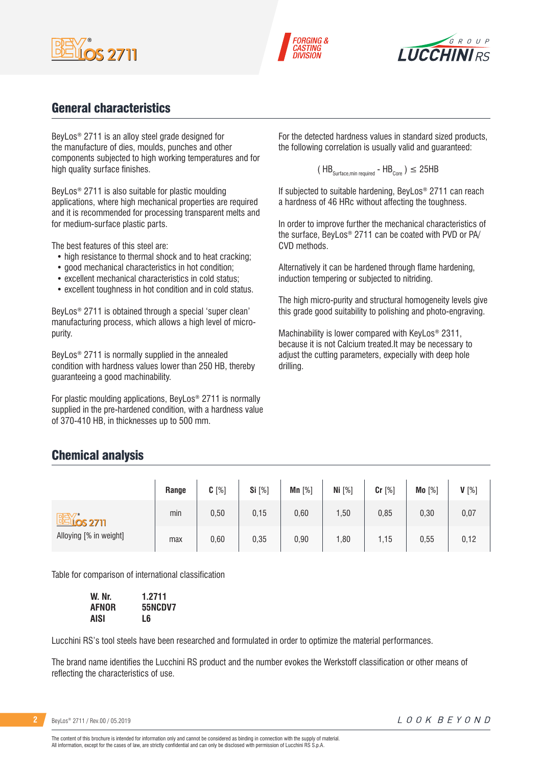## General characteristics

BeyLos® 2711 is an alloy steel grade designed for the manufacture of dies, moulds, punches and other components subjected to high working temperatures and for high quality surface finishes.

BeyLos® 2711 is also suitable for plastic moulding applications, where high mechanical properties are required and it is recommended for processing transparent melts and for medium-surface plastic parts.

The best features of this steel are:

- high resistance to thermal shock and to heat cracking;
- good mechanical characteristics in hot condition;
- excellent mechanical characteristics in cold status;
- excellent toughness in hot condition and in cold status.

BeyLos® 2711 is obtained through a special 'super clean' manufacturing process, which allows a high level of micro-purity.

BeyLos® 2711 is normally supplied in the annealed condition with hardness values lower than 250 HB, thereby guaranteeing a good machinability.

For plastic moulding applications, BeyLos® 2711 is normally supplied in the pre-hardened condition, with a hardness value of 370-410 HB, in thicknesses up to 500 mm.

For the detected hardness values in standard sized products, the following correlation is usually valid and guaranteed:

$$( HB_{Surface,min\ required} - HB_{Core} ) \leq 25HB$$

If subjected to suitable hardening, BeyLos® 2711 can reach a hardness of 46 HRc without affecting the toughness.

In order to improve further the mechanical characteristics of the surface, BeyLos® 2711 can be coated with PVD or PA/CVD methods.

Alternatively it can be hardened through flame hardening, induction tempering or subjected to nitriding.

The high micro-purity and structural homogeneity levels give this grade good suitability to polishing and photo-engraving.

Machinability is lower compared with KeyLos® 2311, because it is not Calcium treated.It may be necessary to adjust the cutting parameters, expecially with deep hole drilling.

## Chemical analysis

| | Range | C [%] | Si [%] | Mn [%] | Ni [%] | Cr [%] | Mo [%] | V [%] |
|---|---|---|---|---|---|---|---|---|
| BeyLos® 2711 Alloying [% in weight] | min | 0,50 | 0,15 | 0,60 | 1,50 | 0,85 | 0,30 | 0,07 |
| | max | 0,60 | 0,35 | 0,90 | 1,80 | 1,15 | 0,55 | 0,12 |

Table for comparison of international classification

| | |
|---|---|
| **W. Nr.** | **1.2711** |
| **AFNOR** | **55NCDV7** |
| **AISI** | **L6** |

Lucchini RS's tool steels have been researched and formulated in order to optimize the material performances.

The brand name identifies the Lucchini RS product and the number evokes the Werkstoff classification or other means of reflecting the characteristics of use.

The content of this brochure is intended for information only and cannot be considered as binding in connection with the supply of material.
All information, except for the cases of law, are strictly confidential and can only be disclosed with permission of Lucchini RS S.p.A.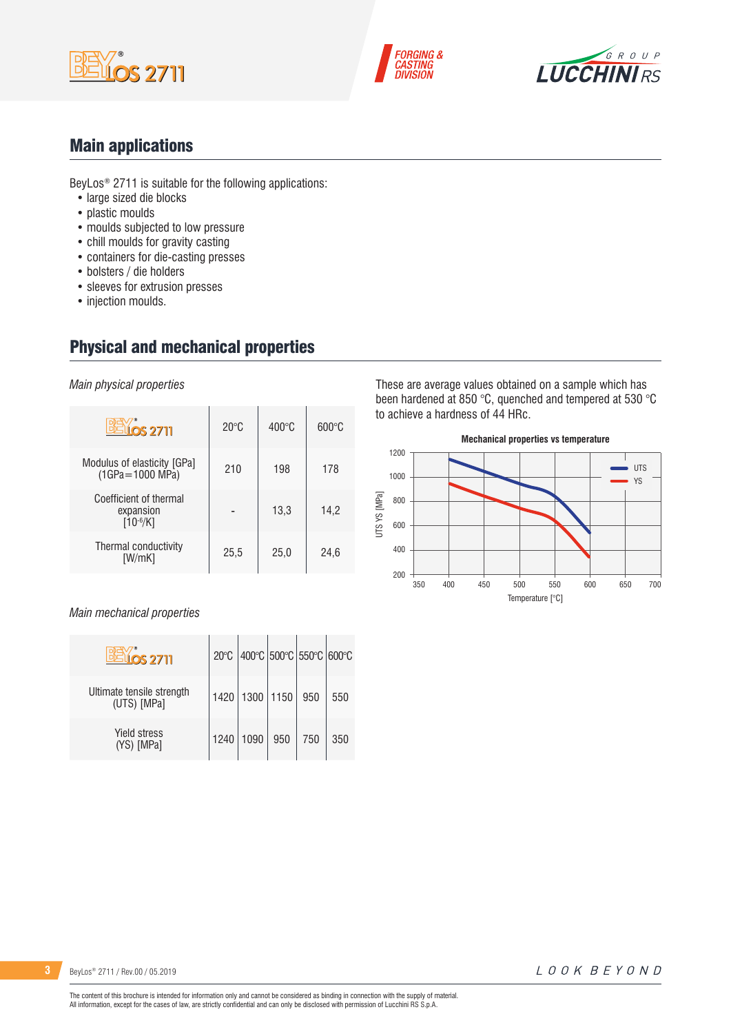## Main applications

BeyLos® 2711 is suitable for the following applications:

- large sized die blocks
- plastic moulds
- moulds subjected to low pressure
- chill moulds for gravity casting
- containers for die-casting presses
- bolsters / die holders
- sleeves for extrusion presses
- injection moulds.

## Physical and mechanical properties

*Main physical properties*

| BeyLos® 2711 | 20°C | 400°C | 600°C |
|---|---|---|---|
| Modulus of elasticity [GPa] (1GPa=1000 MPa) | 210 | 198 | 178 |
| Coefficient of thermal expansion [$10^{-6}$/K] | - | 13,3 | 14,2 |
| Thermal conductivity [W/mK] | 25,5 | 25,0 | 24,6 |

These are average values obtained on a sample which has been hardened at 850 °C, quenched and tempered at 530 °C to achieve a hardness of 44 HRc.

**Mechanical properties vs temperature**

*Main mechanical properties*

| BeyLos® 2711 | 20°C | 400°C | 500°C | 550°C | 600°C |
|---|---|---|---|---|---|
| Ultimate tensile strength (UTS) [MPa] | 1420 | 1300 | 1150 | 950 | 550 |
| Yield stress (YS) [MPa] | 1240 | 1090 | 950 | 750 | 350 |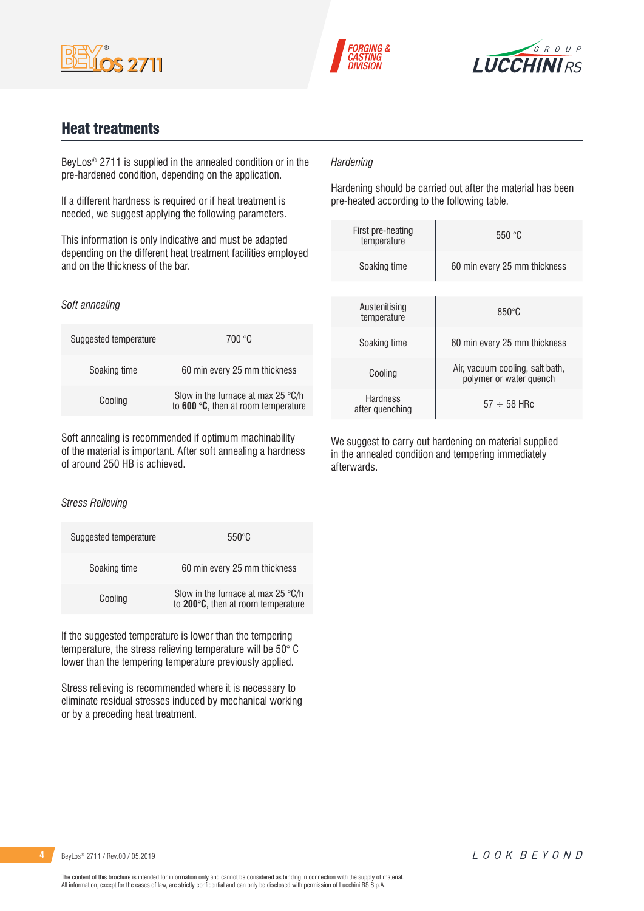## Heat treatments

BeyLos® 2711 is supplied in the annealed condition or in the pre-hardened condition, depending on the application.

If a different hardness is required or if heat treatment is needed, we suggest applying the following parameters.

This information is only indicative and must be adapted depending on the different heat treatment facilities employed and on the thickness of the bar.

*Soft annealing*

| | |
|---|---|
| Suggested temperature | 700 °C |
| Soaking time | 60 min every 25 mm thickness |
| Cooling | Slow in the furnace at max 25 °C/h to **600 °C**, then at room temperature |

Soft annealing is recommended if optimum machinability of the material is important. After soft annealing a hardness of around 250 HB is achieved.

*Stress Relieving*

| | |
|---|---|
| Suggested temperature | 550°C |
| Soaking time | 60 min every 25 mm thickness |
| Cooling | Slow in the furnace at max 25 °C/h to **200°C**, then at room temperature |

If the suggested temperature is lower than the tempering temperature, the stress relieving temperature will be 50° C lower than the tempering temperature previously applied.

Stress relieving is recommended where it is necessary to eliminate residual stresses induced by mechanical working or by a preceding heat treatment.

*Hardening*

Hardening should be carried out after the material has been pre-heated according to the following table.

| | |
|---|---|
| First pre-heating temperature | 550 °C |
| Soaking time | 60 min every 25 mm thickness |

| | |
|---|---|
| Austenitising temperature | 850°C |
| Soaking time | 60 min every 25 mm thickness |
| Cooling | Air, vacuum cooling, salt bath, polymer or water quench |
| Hardness after quenching | 57 ÷ 58 HRc |

We suggest to carry out hardening on material supplied in the annealed condition and tempering immediately afterwards.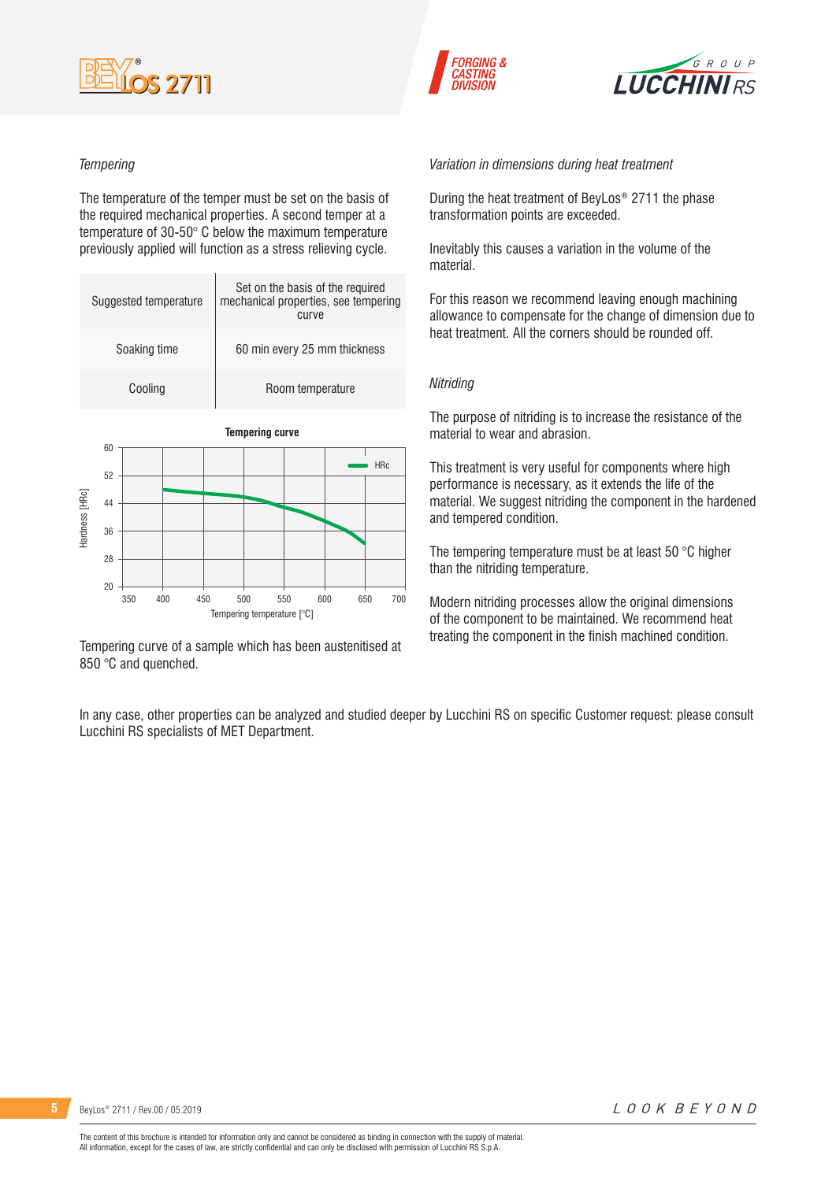### *Tempering*

The temperature of the temper must be set on the basis of the required mechanical properties. A second temper at a temperature of 30-50° C below the maximum temperature previously applied will function as a stress relieving cycle.

| | |
|---|---|
| Suggested temperature | Set on the basis of the required mechanical properties, see tempering curve |
| Soaking time | 60 min every 25 mm thickness |
| Cooling | Room temperature |

**Tempering curve**

Tempering curve of a sample which has been austenitised at 850 °C and quenched.

### *Variation in dimensions during heat treatment*

During the heat treatment of BeyLos® 2711 the phase transformation points are exceeded.

Inevitably this causes a variation in the volume of the material.

For this reason we recommend leaving enough machining allowance to compensate for the change of dimension due to heat treatment. All the corners should be rounded off.

### *Nitriding*

The purpose of nitriding is to increase the resistance of the material to wear and abrasion.

This treatment is very useful for components where high performance is necessary, as it extends the life of the material. We suggest nitriding the component in the hardened and tempered condition.

The tempering temperature must be at least 50 °C higher than the nitriding temperature.

Modern nitriding processes allow the original dimensions of the component to be maintained. We recommend heat treating the component in the finish machined condition.

In any case, other properties can be analyzed and studied deeper by Lucchini RS on specific Customer request: please consult Lucchini RS specialists of MET Department.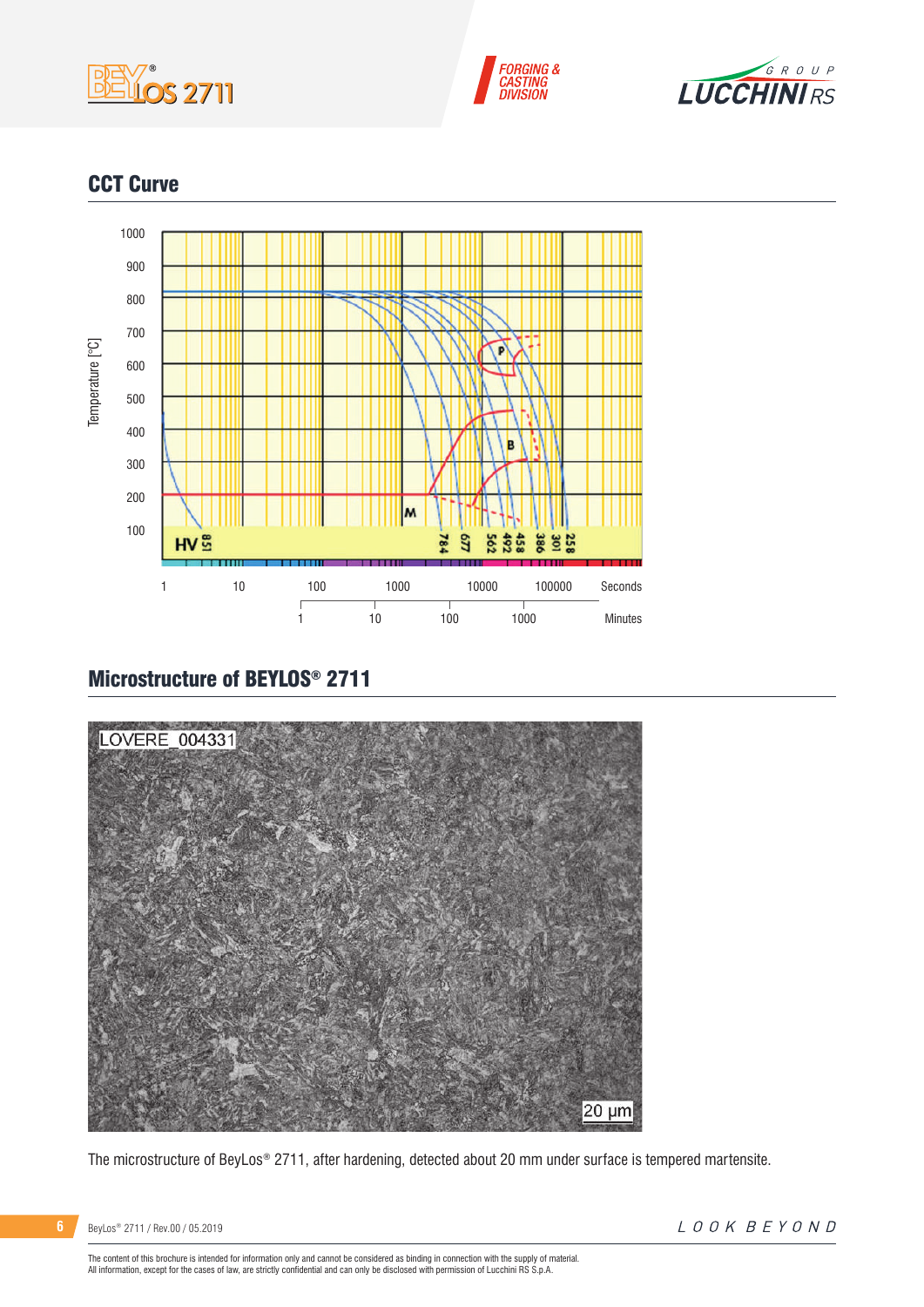## CCT Curve

Temperature [°C]

1000, 900, 800, 700, 600, 500, 400, 300, 200, 100

P

B

M

HV 851 784 677 562 492 458 386 301 258

1 10 100 1000 10000 100000 Seconds

1 10 100 1000 Minutes

## Microstructure of BEYLOS® 2711

LOVERE_004331

20 µm

The microstructure of BeyLos® 2711, after hardening, detected about 20 mm under surface is tempered martensite.

The content of this brochure is intended for information only and cannot be considered as binding in connection with the supply of material.
All information, except for the cases of law, are strictly confidential and can only be disclosed with permission of Lucchini RS S.p.A.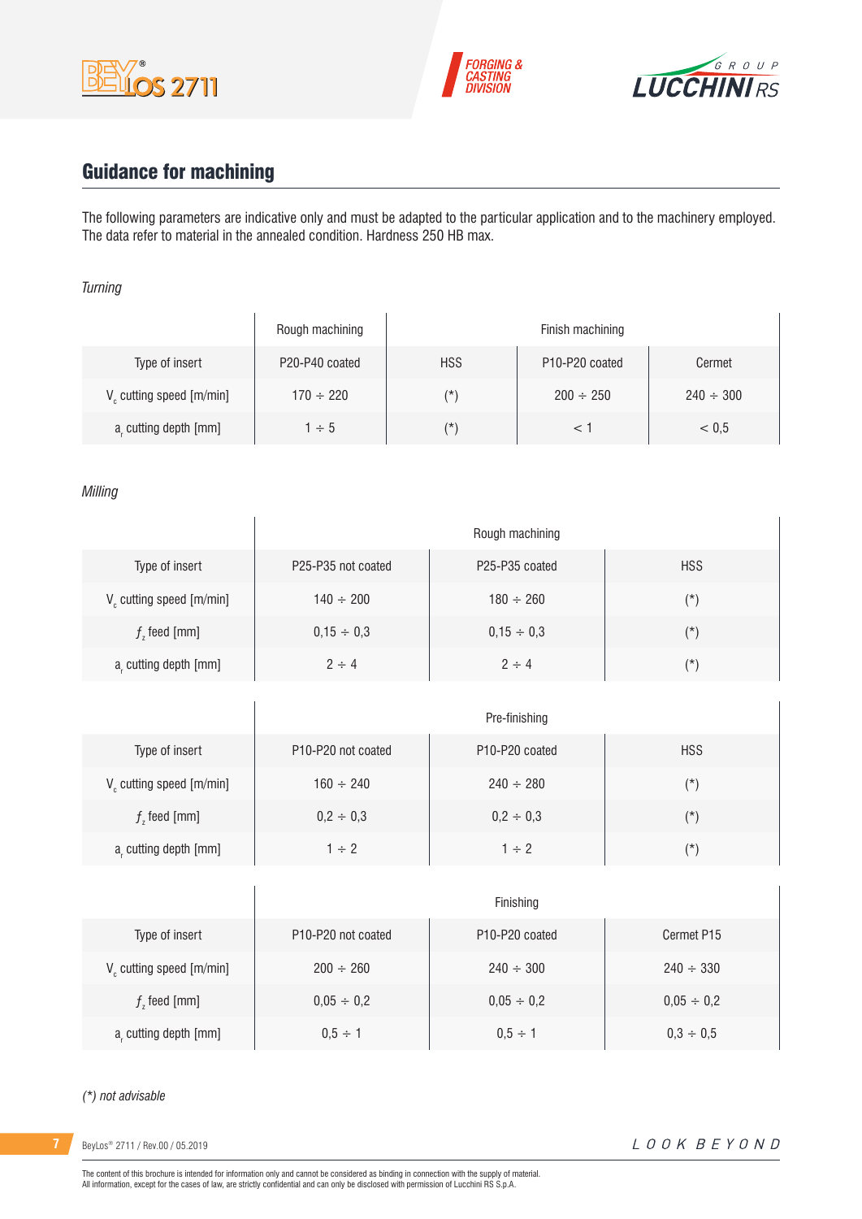## Guidance for machining

The following parameters are indicative only and must be adapted to the particular application and to the machinery employed. The data refer to material in the annealed condition. Hardness 250 HB max.

*Turning*

| | Rough machining | Finish machining | | |
|---|---|---|---|---|
| Type of insert | P20-P40 coated | HSS | P10-P20 coated | Cermet |
| $V_c$ cutting speed [m/min] | 170 ÷ 220 | (*) | 200 ÷ 250 | 240 ÷ 300 |
| $a_r$ cutting depth [mm] | 1 ÷ 5 | (*) | < 1 | < 0,5 |

*Milling*

| | Rough machining | | |
|---|---|---|---|
| Type of insert | P25-P35 not coated | P25-P35 coated | HSS |
| $V_c$ cutting speed [m/min] | 140 ÷ 200 | 180 ÷ 260 | (*) |
| $f_z$ feed [mm] | 0,15 ÷ 0,3 | 0,15 ÷ 0,3 | (*) |
| $a_r$ cutting depth [mm] | 2 ÷ 4 | 2 ÷ 4 | (*) |

| | Pre-finishing | | |
|---|---|---|---|
| Type of insert | P10-P20 not coated | P10-P20 coated | HSS |
| $V_c$ cutting speed [m/min] | 160 ÷ 240 | 240 ÷ 280 | (*) |
| $f_z$ feed [mm] | 0,2 ÷ 0,3 | 0,2 ÷ 0,3 | (*) |
| $a_r$ cutting depth [mm] | 1 ÷ 2 | 1 ÷ 2 | (*) |

| | Finishing | | |
|---|---|---|---|
| Type of insert | P10-P20 not coated | P10-P20 coated | Cermet P15 |
| $V_c$ cutting speed [m/min] | 200 ÷ 260 | 240 ÷ 300 | 240 ÷ 330 |
| $f_z$ feed [mm] | 0,05 ÷ 0,2 | 0,05 ÷ 0,2 | 0,05 ÷ 0,2 |
| $a_r$ cutting depth [mm] | 0,5 ÷ 1 | 0,5 ÷ 1 | 0,3 ÷ 0,5 |

*(*) not advisable*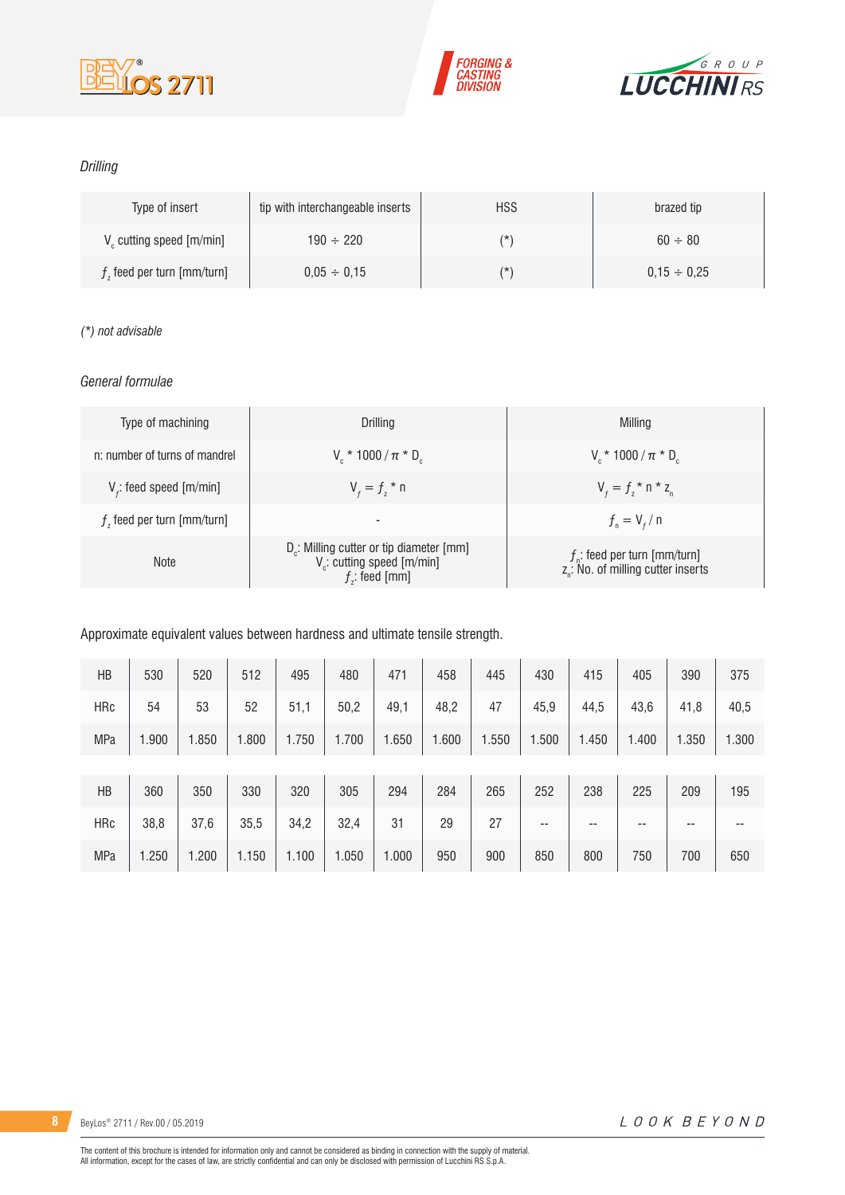*Drilling*

| Type of insert | tip with interchangeable inserts | HSS | brazed tip |
|---|---|---|---|
| $V_c$ cutting speed [m/min] | 190 ÷ 220 | (*) | 60 ÷ 80 |
| $f_z$ feed per turn [mm/turn] | 0,05 ÷ 0,15 | (*) | 0,15 ÷ 0,25 |

*(*) not advisable*

*General formulae*

| Type of machining | Drilling | Milling |
|---|---|---|
| n: number of turns of mandrel | $V_c * 1000 / \pi * D_c$ | $V_c * 1000 / \pi * D_c$ |
| $V_f$: feed speed [m/min] | $V_f = f_z * n$ | $V_f = f_z * n * z_n$ |
| $f_z$ feed per turn [mm/turn] | - | $f_n = V_f / n$ |
| Note | $D_c$: Milling cutter or tip diameter [mm]<br>$V_c$: cutting speed [m/min]<br>$f_z$: feed [mm] | $f_n$: feed per turn [mm/turn]<br>$z_n$: No. of milling cutter inserts |

Approximate equivalent values between hardness and ultimate tensile strength.

| HB | 530 | 520 | 512 | 495 | 480 | 471 | 458 | 445 | 430 | 415 | 405 | 390 | 375 |
|---|---|---|---|---|---|---|---|---|---|---|---|---|---|
| HRc | 54 | 53 | 52 | 51,1 | 50,2 | 49,1 | 48,2 | 47 | 45,9 | 44,5 | 43,6 | 41,8 | 40,5 |
| MPa | 1.900 | 1.850 | 1.800 | 1.750 | 1.700 | 1.650 | 1.600 | 1.550 | 1.500 | 1.450 | 1.400 | 1.350 | 1.300 |
| HB | 360 | 350 | 330 | 320 | 305 | 294 | 284 | 265 | 252 | 238 | 225 | 209 | 195 |
| HRc | 38,8 | 37,6 | 35,5 | 34,2 | 32,4 | 31 | 29 | 27 | -- | -- | -- | -- | -- |
| MPa | 1.250 | 1.200 | 1.150 | 1.100 | 1.050 | 1.000 | 950 | 900 | 850 | 800 | 750 | 700 | 650 |

The content of this brochure is intended for information only and cannot be considered as binding in connection with the supply of material.
All information, except for the cases of law, are strictly confidential and can only be disclosed with permission of Lucchini RS S.p.A.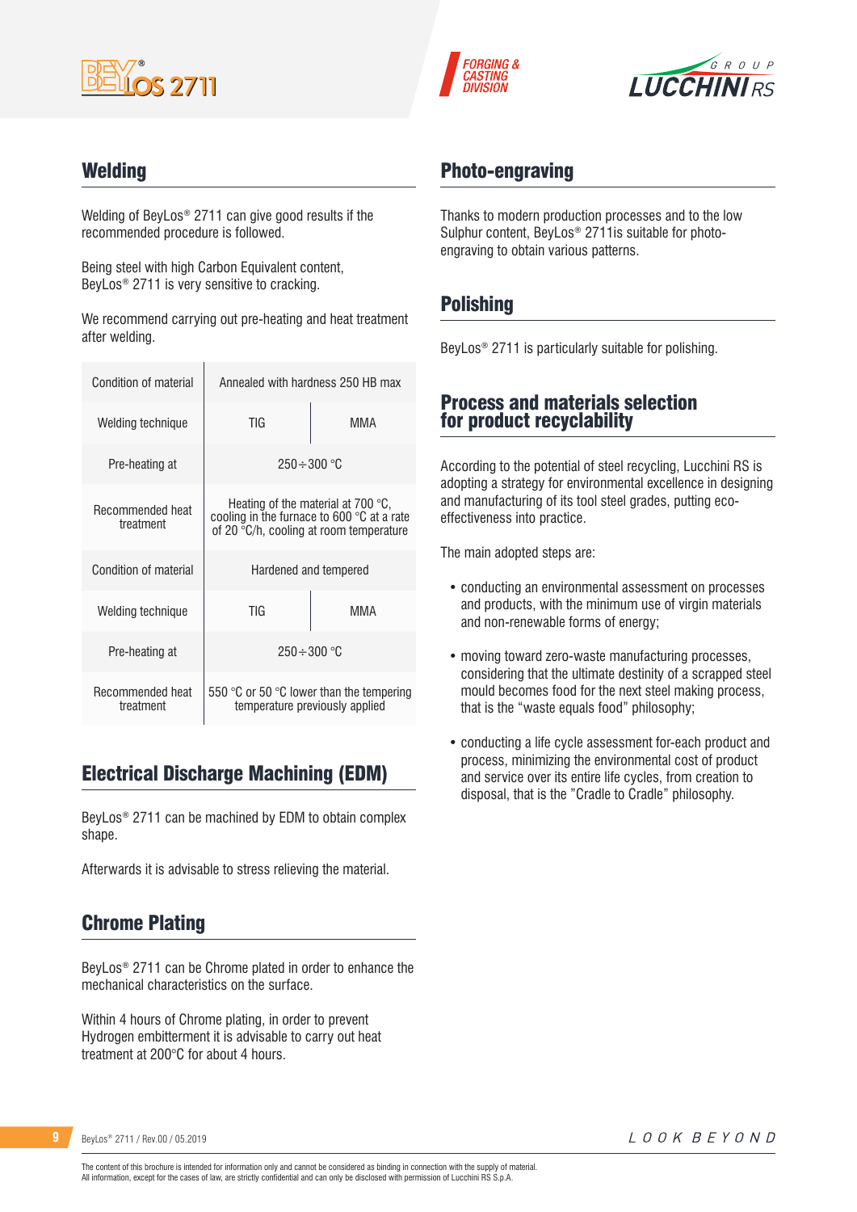## Welding

Welding of BeyLos® 2711 can give good results if the recommended procedure is followed.

Being steel with high Carbon Equivalent content, BeyLos® 2711 is very sensitive to cracking.

We recommend carrying out pre-heating and heat treatment after welding.

| | | |
|---|---|---|
| Condition of material | Annealed with hardness 250 HB max | |
| Welding technique | TIG | MMA |
| Pre-heating at | 250÷300 °C | |
| Recommended heat treatment | Heating of the material at 700 °C, cooling in the furnace to 600 °C at a rate of 20 °C/h, cooling at room temperature | |
| Condition of material | Hardened and tempered | |
| Welding technique | TIG | MMA |
| Pre-heating at | 250÷300 °C | |
| Recommended heat treatment | 550 °C or 50 °C lower than the tempering temperature previously applied | |

## Electrical Discharge Machining (EDM)

BeyLos® 2711 can be machined by EDM to obtain complex shape.

Afterwards it is advisable to stress relieving the material.

## Chrome Plating

BeyLos® 2711 can be Chrome plated in order to enhance the mechanical characteristics on the surface.

Within 4 hours of Chrome plating, in order to prevent Hydrogen embitterment it is advisable to carry out heat treatment at 200°C for about 4 hours.

## Photo-engraving

Thanks to modern production processes and to the low Sulphur content, BeyLos® 2711is suitable for photo-engraving to obtain various patterns.

## Polishing

BeyLos® 2711 is particularly suitable for polishing.

## Process and materials selection for product recyclability

According to the potential of steel recycling, Lucchini RS is adopting a strategy for environmental excellence in designing and manufacturing of its tool steel grades, putting eco-effectiveness into practice.

The main adopted steps are:

- conducting an environmental assessment on processes and products, with the minimum use of virgin materials and non-renewable forms of energy;
- moving toward zero-waste manufacturing processes, considering that the ultimate destinity of a scrapped steel mould becomes food for the next steel making process, that is the “waste equals food” philosophy;
- conducting a life cycle assessment for-each product and process, minimizing the environmental cost of product and service over its entire life cycles, from creation to disposal, that is the ”Cradle to Cradle” philosophy.

The content of this brochure is intended for information only and cannot be considered as binding in connection with the supply of material.
All information, except for the cases of law, are strictly confidential and can only be disclosed with permission of Lucchini RS S.p.A.